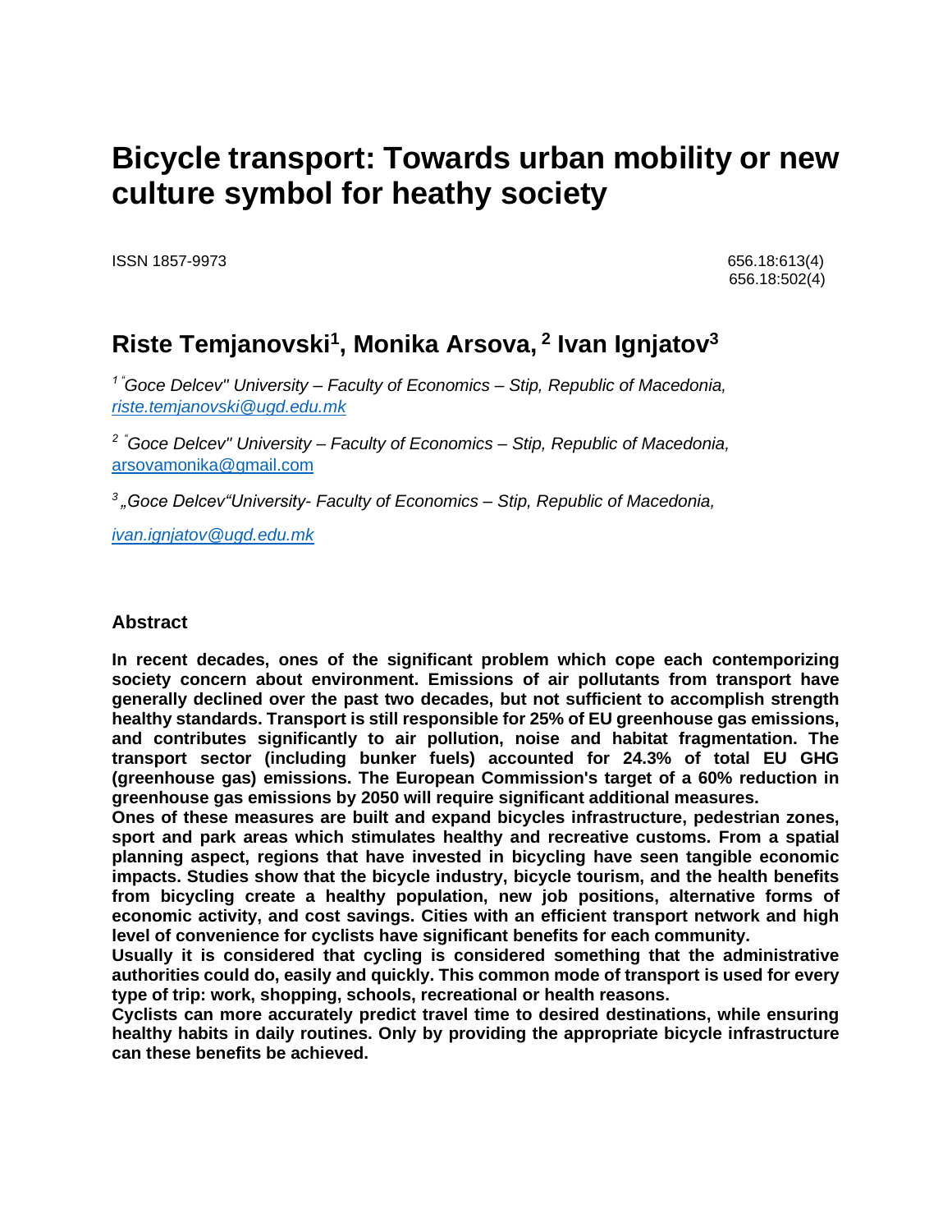# Bicycle transport: Towards urban mobility or new culture symbol for heathy society

ISSN 1857-9973

656.18:613(4)
656.18:502(4)

## Riste Temjanovski[1], Monika Arsova, [2] Ivan Ignjatov[3]

[1] "Goce Delcev" University – Faculty of Economics – Stip, Republic of Macedonia, riste.temjanovski@ugd.edu.mk

[2] "Goce Delcev" University – Faculty of Economics – Stip, Republic of Macedonia, arsovamonika@gmail.com

[3] „Goce Delcev"University- Faculty of Economics – Stip, Republic of Macedonia,

ivan.ignjatov@ugd.edu.mk

### Abstract

**In recent decades, ones of the significant problem which cope each contemporizing society concern about environment. Emissions of air pollutants from transport have generally declined over the past two decades, but not sufficient to accomplish strength healthy standards. Transport is still responsible for 25% of EU greenhouse gas emissions, and contributes significantly to air pollution, noise and habitat fragmentation. The transport sector (including bunker fuels) accounted for 24.3% of total EU GHG (greenhouse gas) emissions. The European Commission's target of a 60% reduction in greenhouse gas emissions by 2050 will require significant additional measures.**

**Ones of these measures are built and expand bicycles infrastructure, pedestrian zones, sport and park areas which stimulates healthy and recreative customs. From a spatial planning aspect, regions that have invested in bicycling have seen tangible economic impacts. Studies show that the bicycle industry, bicycle tourism, and the health benefits from bicycling create a healthy population, new job positions, alternative forms of economic activity, and cost savings. Cities with an efficient transport network and high level of convenience for cyclists have significant benefits for each community.**

**Usually it is considered that cycling is considered something that the administrative authorities could do, easily and quickly. This common mode of transport is used for every type of trip: work, shopping, schools, recreational or health reasons.**

**Cyclists can more accurately predict travel time to desired destinations, while ensuring healthy habits in daily routines. Only by providing the appropriate bicycle infrastructure can these benefits be achieved.**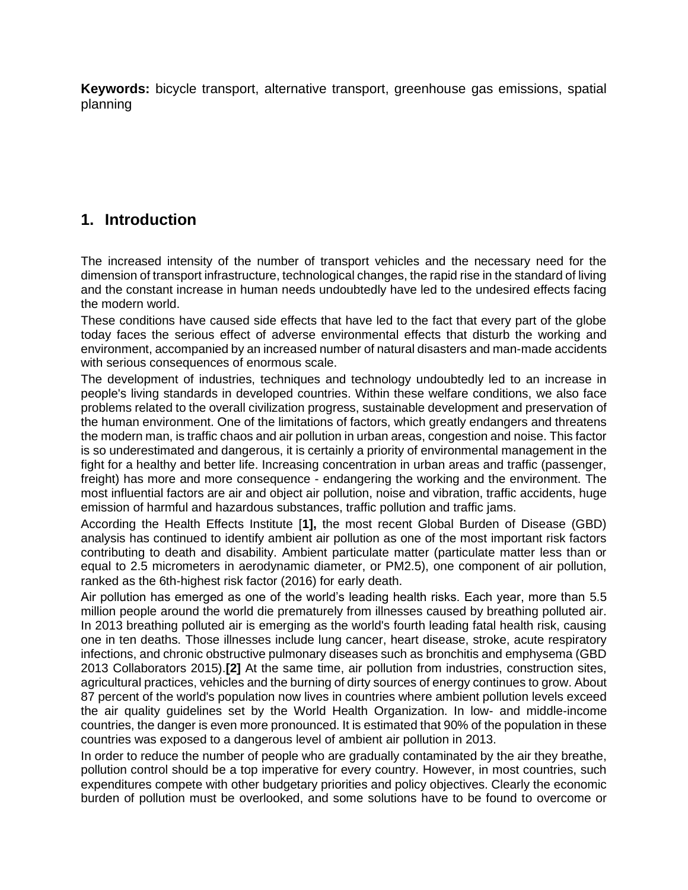**Keywords:** bicycle transport, alternative transport, greenhouse gas emissions, spatial planning

## 1. Introduction

The increased intensity of the number of transport vehicles and the necessary need for the dimension of transport infrastructure, technological changes, the rapid rise in the standard of living and the constant increase in human needs undoubtedly have led to the undesired effects facing the modern world.

These conditions have caused side effects that have led to the fact that every part of the globe today faces the serious effect of adverse environmental effects that disturb the working and environment, accompanied by an increased number of natural disasters and man-made accidents with serious consequences of enormous scale.

The development of industries, techniques and technology undoubtedly led to an increase in people's living standards in developed countries. Within these welfare conditions, we also face problems related to the overall civilization progress, sustainable development and preservation of the human environment. One of the limitations of factors, which greatly endangers and threatens the modern man, is traffic chaos and air pollution in urban areas, congestion and noise. This factor is so underestimated and dangerous, it is certainly a priority of environmental management in the fight for a healthy and better life. Increasing concentration in urban areas and traffic (passenger, freight) has more and more consequence - endangering the working and the environment. The most influential factors are air and object air pollution, noise and vibration, traffic accidents, huge emission of harmful and hazardous substances, traffic pollution and traffic jams.

According the Health Effects Institute [**1],** the most recent Global Burden of Disease (GBD) analysis has continued to identify ambient air pollution as one of the most important risk factors contributing to death and disability. Ambient particulate matter (particulate matter less than or equal to 2.5 micrometers in aerodynamic diameter, or PM2.5), one component of air pollution, ranked as the 6th-highest risk factor (2016) for early death.

Air pollution has emerged as one of the world's leading health risks. Each year, more than 5.5 million people around the world die prematurely from illnesses caused by breathing polluted air. In 2013 breathing polluted air is emerging as the world's fourth leading fatal health risk, causing one in ten deaths. Those illnesses include lung cancer, heart disease, stroke, acute respiratory infections, and chronic obstructive pulmonary diseases such as bronchitis and emphysema (GBD 2013 Collaborators 2015).**[2]** At the same time, air pollution from industries, construction sites, agricultural practices, vehicles and the burning of dirty sources of energy continues to grow. About 87 percent of the world's population now lives in countries where ambient pollution levels exceed the air quality guidelines set by the World Health Organization. In low- and middle-income countries, the danger is even more pronounced. It is estimated that 90% of the population in these countries was exposed to a dangerous level of ambient air pollution in 2013.

In order to reduce the number of people who are gradually contaminated by the air they breathe, pollution control should be a top imperative for every country. However, in most countries, such expenditures compete with other budgetary priorities and policy objectives. Clearly the economic burden of pollution must be overlooked, and some solutions have to be found to overcome or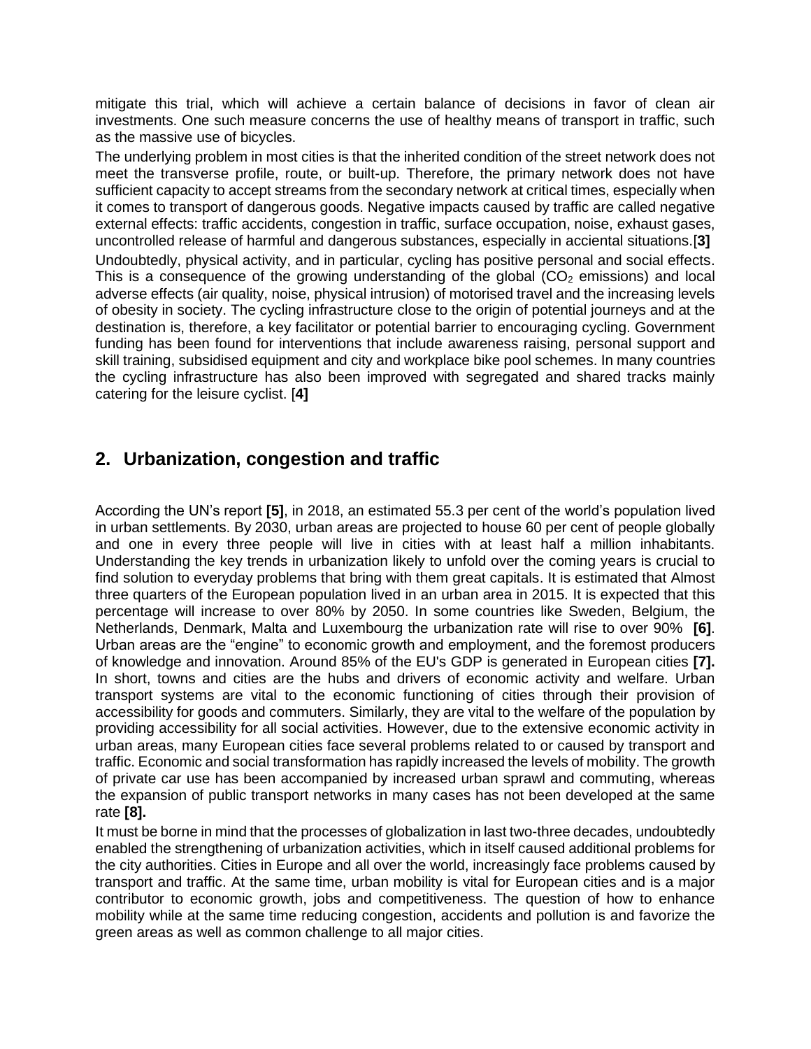mitigate this trial, which will achieve a certain balance of decisions in favor of clean air investments. One such measure concerns the use of healthy means of transport in traffic, such as the massive use of bicycles.

The underlying problem in most cities is that the inherited condition of the street network does not meet the transverse profile, route, or built-up. Therefore, the primary network does not have sufficient capacity to accept streams from the secondary network at critical times, especially when it comes to transport of dangerous goods. Negative impacts caused by traffic are called negative external effects: traffic accidents, congestion in traffic, surface occupation, noise, exhaust gases, uncontrolled release of harmful and dangerous substances, especially in acciental situations.**[3]**

Undoubtedly, physical activity, and in particular, cycling has positive personal and social effects. This is a consequence of the growing understanding of the global ($CO_2$ emissions) and local adverse effects (air quality, noise, physical intrusion) of motorised travel and the increasing levels of obesity in society. The cycling infrastructure close to the origin of potential journeys and at the destination is, therefore, a key facilitator or potential barrier to encouraging cycling. Government funding has been found for interventions that include awareness raising, personal support and skill training, subsidised equipment and city and workplace bike pool schemes. In many countries the cycling infrastructure has also been improved with segregated and shared tracks mainly catering for the leisure cyclist. [**4]**

## 2. Urbanization, congestion and traffic

According the UN's report **[5]**, in 2018, an estimated 55.3 per cent of the world's population lived in urban settlements. By 2030, urban areas are projected to house 60 per cent of people globally and one in every three people will live in cities with at least half a million inhabitants. Understanding the key trends in urbanization likely to unfold over the coming years is crucial to find solution to everyday problems that bring with them great capitals. It is estimated that Almost three quarters of the European population lived in an urban area in 2015. It is expected that this percentage will increase to over 80% by 2050. In some countries like Sweden, Belgium, the Netherlands, Denmark, Malta and Luxembourg the urbanization rate will rise to over 90% **[6]**. Urban areas are the "engine" to economic growth and employment, and the foremost producers of knowledge and innovation. Around 85% of the EU's GDP is generated in European cities **[7].** In short, towns and cities are the hubs and drivers of economic activity and welfare. Urban transport systems are vital to the economic functioning of cities through their provision of accessibility for goods and commuters. Similarly, they are vital to the welfare of the population by providing accessibility for all social activities. However, due to the extensive economic activity in urban areas, many European cities face several problems related to or caused by transport and traffic. Economic and social transformation has rapidly increased the levels of mobility. The growth of private car use has been accompanied by increased urban sprawl and commuting, whereas the expansion of public transport networks in many cases has not been developed at the same rate **[8].**

It must be borne in mind that the processes of globalization in last two-three decades, undoubtedly enabled the strengthening of urbanization activities, which in itself caused additional problems for the city authorities. Cities in Europe and all over the world, increasingly face problems caused by transport and traffic. At the same time, urban mobility is vital for European cities and is a major contributor to economic growth, jobs and competitiveness. The question of how to enhance mobility while at the same time reducing congestion, accidents and pollution is and favorize the green areas as well as common challenge to all major cities.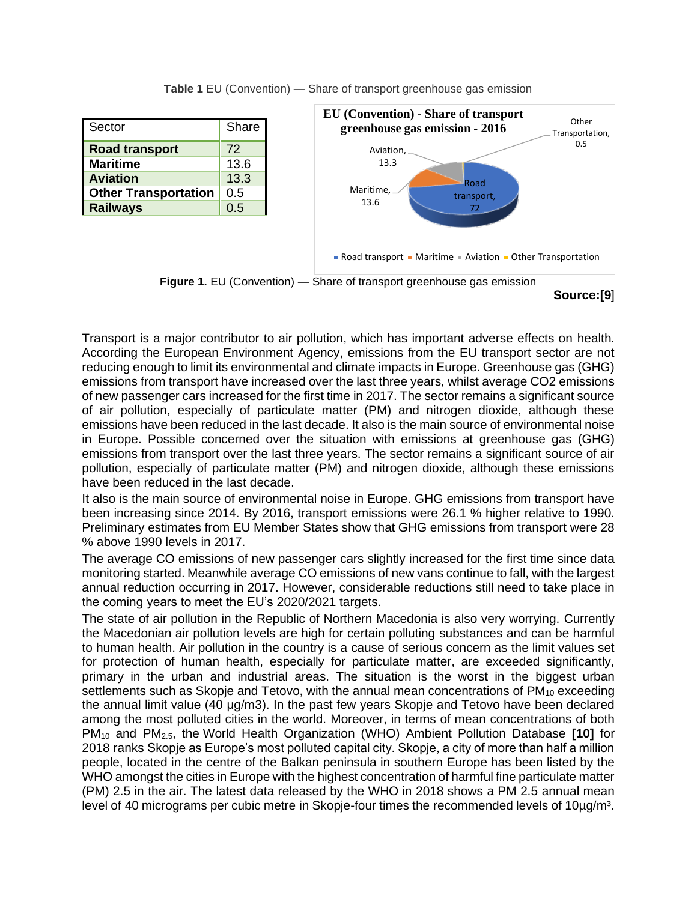**Table 1** EU (Convention) — Share of transport greenhouse gas emission

| Sector | Share |
|---|---|
| **Road transport** | 72 |
| **Maritime** | 13.6 |
| **Aviation** | 13.3 |
| **Other Transportation** | 0.5 |
| **Railways** | 0.5 |

**Figure 1.** EU (Convention) — Share of transport greenhouse gas emission

**Source:[9]**

Transport is a major contributor to air pollution, which has important adverse effects on health. According the European Environment Agency, emissions from the EU transport sector are not reducing enough to limit its environmental and climate impacts in Europe. Greenhouse gas (GHG) emissions from transport have increased over the last three years, whilst average $CO_2$ emissions of new passenger cars increased for the first time in 2017. The sector remains a significant source of air pollution, especially of particulate matter (PM) and nitrogen dioxide, although these emissions have been reduced in the last decade. It also is the main source of environmental noise in Europe. Possible concerned over the situation with emissions at greenhouse gas (GHG) emissions from transport over the last three years. The sector remains a significant source of air pollution, especially of particulate matter (PM) and nitrogen dioxide, although these emissions have been reduced in the last decade.

It also is the main source of environmental noise in Europe. GHG emissions from transport have been increasing since 2014. By 2016, transport emissions were 26.1 % higher relative to 1990. Preliminary estimates from EU Member States show that GHG emissions from transport were 28 % above 1990 levels in 2017.

The average CO emissions of new passenger cars slightly increased for the first time since data monitoring started. Meanwhile average CO emissions of new vans continue to fall, with the largest annual reduction occurring in 2017. However, considerable reductions still need to take place in the coming years to meet the EU's 2020/2021 targets.

The state of air pollution in the Republic of Northern Macedonia is also very worrying. Currently the Macedonian air pollution levels are high for certain polluting substances and can be harmful to human health. Air pollution in the country is a cause of serious concern as the limit values set for protection of human health, especially for particulate matter, are exceeded significantly, primary in the urban and industrial areas. The situation is the worst in the biggest urban settlements such as Skopje and Tetovo, with the annual mean concentrations of $PM_{10}$ exceeding the annual limit value (40 µg/m3). In the past few years Skopje and Tetovo have been declared among the most polluted cities in the world. Moreover, in terms of mean concentrations of both $PM_{10}$ and $PM_{2.5}$, the World Health Organization (WHO) Ambient Pollution Database **[10]** for 2018 ranks Skopje as Europe's most polluted capital city. Skopje, a city of more than half a million people, located in the centre of the Balkan peninsula in southern Europe has been listed by the WHO amongst the cities in Europe with the highest concentration of harmful fine particulate matter (PM) 2.5 in the air. The latest data released by the WHO in 2018 shows a PM 2.5 annual mean level of 40 micrograms per cubic metre in Skopje-four times the recommended levels of 10µg/m³.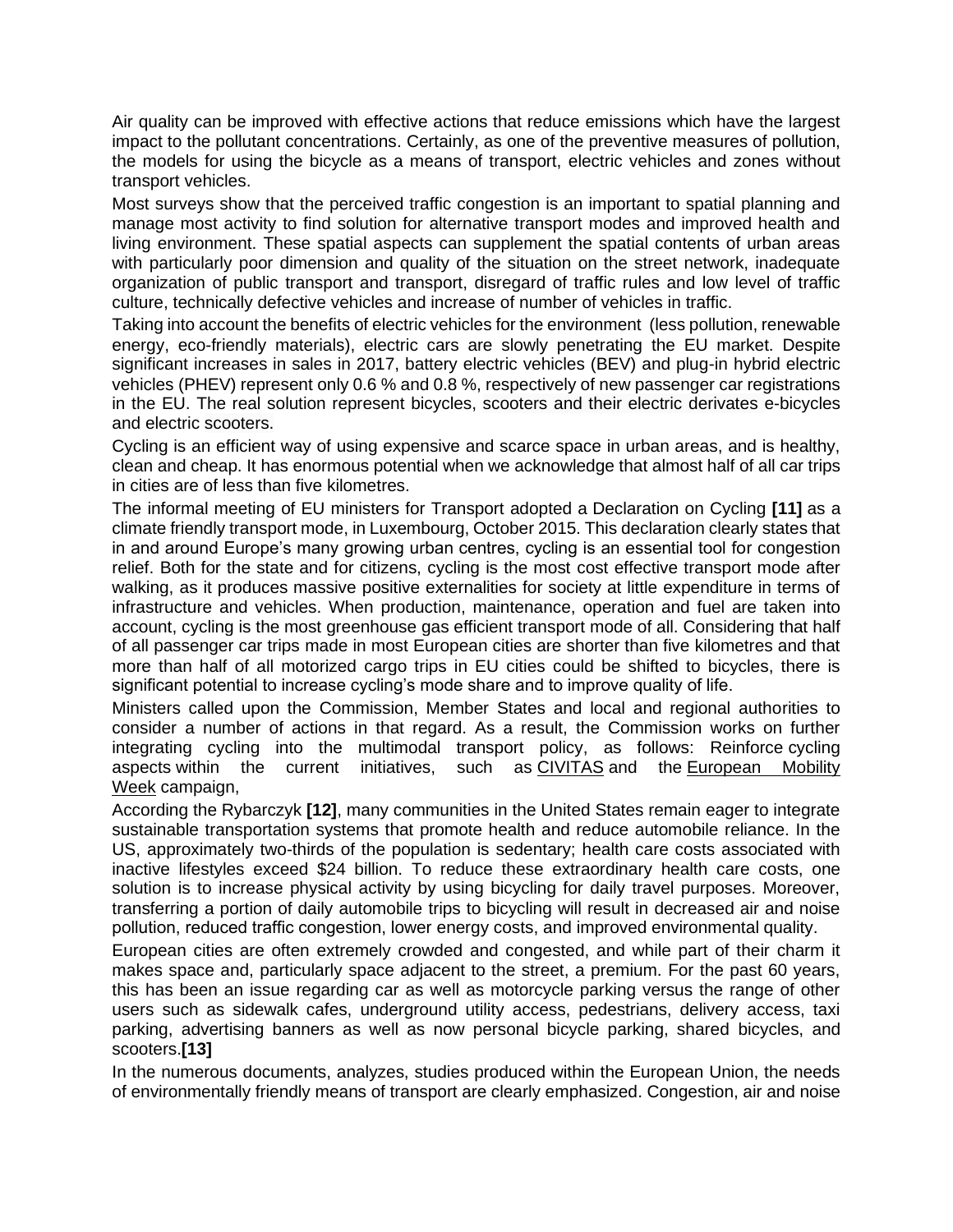Air quality can be improved with effective actions that reduce emissions which have the largest impact to the pollutant concentrations. Certainly, as one of the preventive measures of pollution, the models for using the bicycle as a means of transport, electric vehicles and zones without transport vehicles.

Most surveys show that the perceived traffic congestion is an important to spatial planning and manage most activity to find solution for alternative transport modes and improved health and living environment. These spatial aspects can supplement the spatial contents of urban areas with particularly poor dimension and quality of the situation on the street network, inadequate organization of public transport and transport, disregard of traffic rules and low level of traffic culture, technically defective vehicles and increase of number of vehicles in traffic.

Taking into account the benefits of electric vehicles for the environment (less pollution, renewable energy, eco-friendly materials), electric cars are slowly penetrating the EU market. Despite significant increases in sales in 2017, battery electric vehicles (BEV) and plug-in hybrid electric vehicles (PHEV) represent only 0.6 % and 0.8 %, respectively of new passenger car registrations in the EU. The real solution represent bicycles, scooters and their electric derivates e-bicycles and electric scooters.

Cycling is an efficient way of using expensive and scarce space in urban areas, and is healthy, clean and cheap. It has enormous potential when we acknowledge that almost half of all car trips in cities are of less than five kilometres.

The informal meeting of EU ministers for Transport adopted a Declaration on Cycling **[11]** as a climate friendly transport mode, in Luxembourg, October 2015. This declaration clearly states that in and around Europe's many growing urban centres, cycling is an essential tool for congestion relief. Both for the state and for citizens, cycling is the most cost effective transport mode after walking, as it produces massive positive externalities for society at little expenditure in terms of infrastructure and vehicles. When production, maintenance, operation and fuel are taken into account, cycling is the most greenhouse gas efficient transport mode of all. Considering that half of all passenger car trips made in most European cities are shorter than five kilometres and that more than half of all motorized cargo trips in EU cities could be shifted to bicycles, there is significant potential to increase cycling's mode share and to improve quality of life.

Ministers called upon the Commission, Member States and local and regional authorities to consider a number of actions in that regard. As a result, the Commission works on further integrating cycling into the multimodal transport policy, as follows: Reinforce cycling aspects within the current initiatives, such as CIVITAS and the European Mobility Week campaign,

According the Rybarczyk **[12]**, many communities in the United States remain eager to integrate sustainable transportation systems that promote health and reduce automobile reliance. In the US, approximately two-thirds of the population is sedentary; health care costs associated with inactive lifestyles exceed $24 billion. To reduce these extraordinary health care costs, one solution is to increase physical activity by using bicycling for daily travel purposes. Moreover, transferring a portion of daily automobile trips to bicycling will result in decreased air and noise pollution, reduced traffic congestion, lower energy costs, and improved environmental quality.

European cities are often extremely crowded and congested, and while part of their charm it makes space and, particularly space adjacent to the street, a premium. For the past 60 years, this has been an issue regarding car as well as motorcycle parking versus the range of other users such as sidewalk cafes, underground utility access, pedestrians, delivery access, taxi parking, advertising banners as well as now personal bicycle parking, shared bicycles, and scooters.**[13]**

In the numerous documents, analyzes, studies produced within the European Union, the needs of environmentally friendly means of transport are clearly emphasized. Congestion, air and noise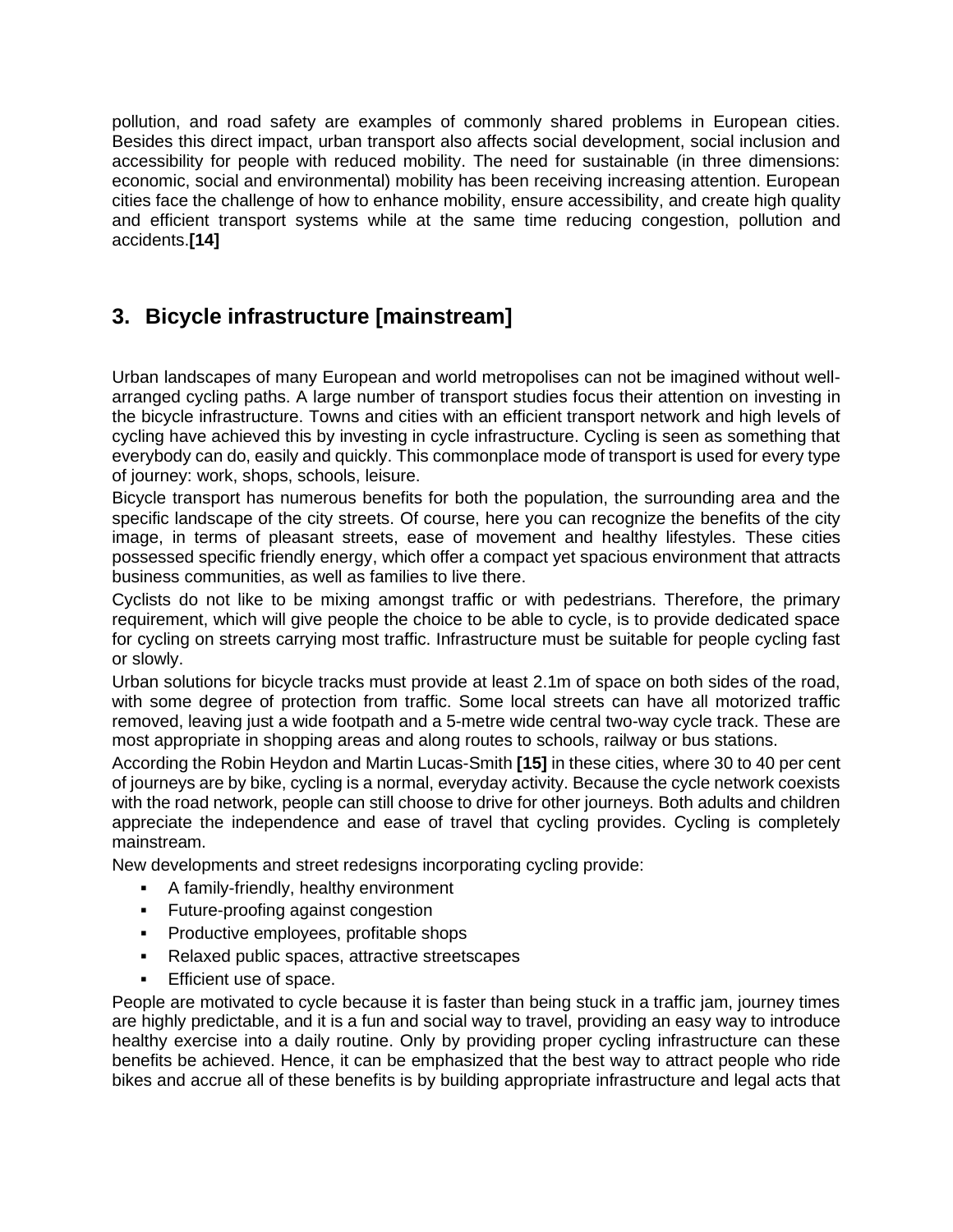pollution, and road safety are examples of commonly shared problems in European cities. Besides this direct impact, urban transport also affects social development, social inclusion and accessibility for people with reduced mobility. The need for sustainable (in three dimensions: economic, social and environmental) mobility has been receiving increasing attention. European cities face the challenge of how to enhance mobility, ensure accessibility, and create high quality and efficient transport systems while at the same time reducing congestion, pollution and accidents.**[14]**

## 3. Bicycle infrastructure [mainstream]

Urban landscapes of many European and world metropolises can not be imagined without well-arranged cycling paths. A large number of transport studies focus their attention on investing in the bicycle infrastructure. Towns and cities with an efficient transport network and high levels of cycling have achieved this by investing in cycle infrastructure. Cycling is seen as something that everybody can do, easily and quickly. This commonplace mode of transport is used for every type of journey: work, shops, schools, leisure.

Bicycle transport has numerous benefits for both the population, the surrounding area and the specific landscape of the city streets. Of course, here you can recognize the benefits of the city image, in terms of pleasant streets, ease of movement and healthy lifestyles. These cities possessed specific friendly energy, which offer a compact yet spacious environment that attracts business communities, as well as families to live there.

Cyclists do not like to be mixing amongst traffic or with pedestrians. Therefore, the primary requirement, which will give people the choice to be able to cycle, is to provide dedicated space for cycling on streets carrying most traffic. Infrastructure must be suitable for people cycling fast or slowly.

Urban solutions for bicycle tracks must provide at least 2.1m of space on both sides of the road, with some degree of protection from traffic. Some local streets can have all motorized traffic removed, leaving just a wide footpath and a 5-metre wide central two-way cycle track. These are most appropriate in shopping areas and along routes to schools, railway or bus stations.

According the Robin Heydon and Martin Lucas-Smith **[15]** in these cities, where 30 to 40 per cent of journeys are by bike, cycling is a normal, everyday activity. Because the cycle network coexists with the road network, people can still choose to drive for other journeys. Both adults and children appreciate the independence and ease of travel that cycling provides. Cycling is completely mainstream.

New developments and street redesigns incorporating cycling provide:

- A family-friendly, healthy environment
- Future-proofing against congestion
- Productive employees, profitable shops
- Relaxed public spaces, attractive streetscapes
- Efficient use of space.

People are motivated to cycle because it is faster than being stuck in a traffic jam, journey times are highly predictable, and it is a fun and social way to travel, providing an easy way to introduce healthy exercise into a daily routine. Only by providing proper cycling infrastructure can these benefits be achieved. Hence, it can be emphasized that the best way to attract people who ride bikes and accrue all of these benefits is by building appropriate infrastructure and legal acts that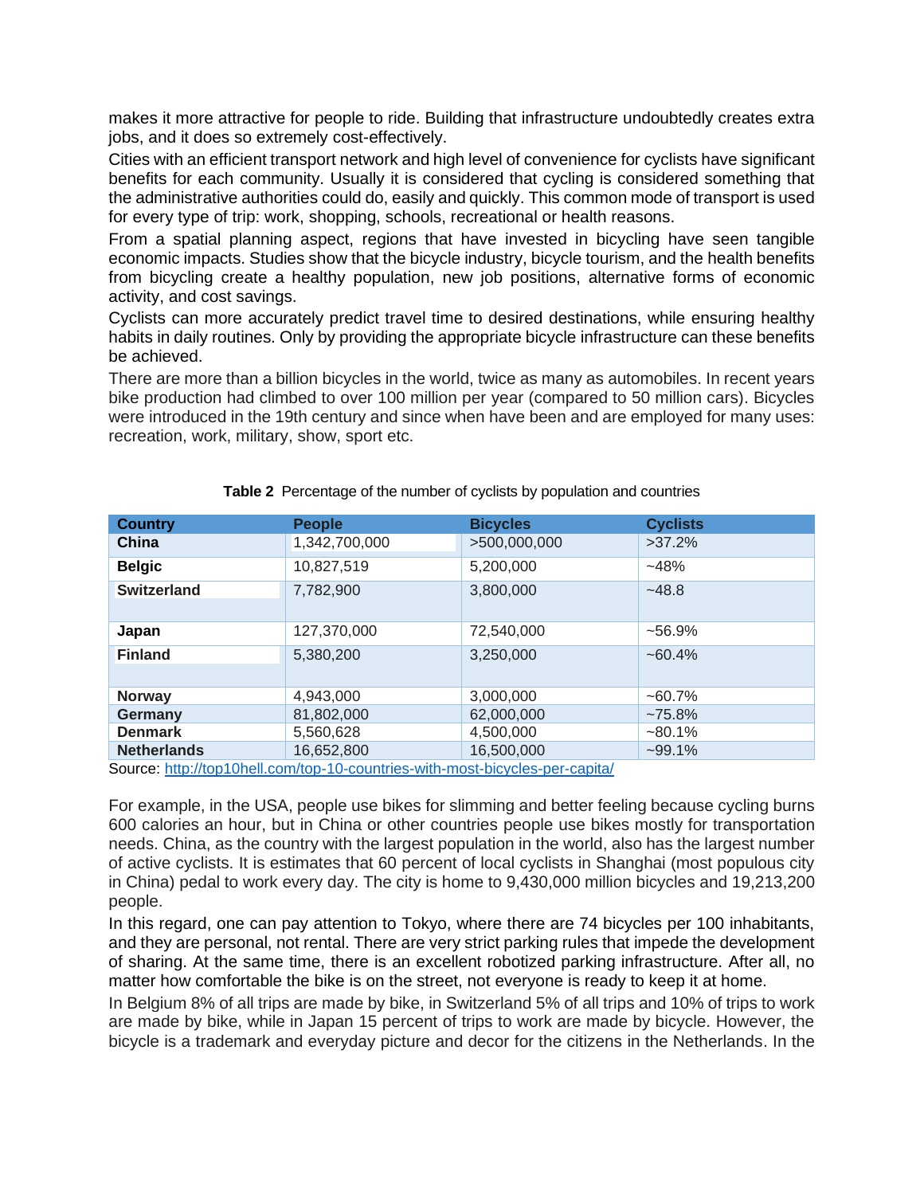makes it more attractive for people to ride. Building that infrastructure undoubtedly creates extra jobs, and it does so extremely cost-effectively.

Cities with an efficient transport network and high level of convenience for cyclists have significant benefits for each community. Usually it is considered that cycling is considered something that the administrative authorities could do, easily and quickly. This common mode of transport is used for every type of trip: work, shopping, schools, recreational or health reasons.

From a spatial planning aspect, regions that have invested in bicycling have seen tangible economic impacts. Studies show that the bicycle industry, bicycle tourism, and the health benefits from bicycling create a healthy population, new job positions, alternative forms of economic activity, and cost savings.

Cyclists can more accurately predict travel time to desired destinations, while ensuring healthy habits in daily routines. Only by providing the appropriate bicycle infrastructure can these benefits be achieved.

There are more than a billion bicycles in the world, twice as many as automobiles. In recent years bike production had climbed to over 100 million per year (compared to 50 million cars). Bicycles were introduced in the 19th century and since when have been and are employed for many uses: recreation, work, military, show, sport etc.

**Table 2** Percentage of the number of cyclists by population and countries

| Country | People | Bicycles | Cyclists |
|---|---|---|---|
| **China** | 1,342,700,000 | >500,000,000 | >37.2% |
| **Belgic** | 10,827,519 | 5,200,000 | ~48% |
| **Switzerland** | 7,782,900 | 3,800,000 | ~48.8 |
| **Japan** | 127,370,000 | 72,540,000 | ~56.9% |
| **Finland** | 5,380,200 | 3,250,000 | ~60.4% |
| **Norway** | 4,943,000 | 3,000,000 | ~60.7% |
| **Germany** | 81,802,000 | 62,000,000 | ~75.8% |
| **Denmark** | 5,560,628 | 4,500,000 | ~80.1% |
| **Netherlands** | 16,652,800 | 16,500,000 | ~99.1% |

Source: [http://top10hell.com/top-10-countries-with-most-bicycles-per-capita/](http://top10hell.com/top-10-countries-with-most-bicycles-per-capita/)

For example, in the USA, people use bikes for slimming and better feeling because cycling burns 600 calories an hour, but in China or other countries people use bikes mostly for transportation needs. China, as the country with the largest population in the world, also has the largest number of active cyclists. It is estimates that 60 percent of local cyclists in Shanghai (most populous city in China) pedal to work every day. The city is home to 9,430,000 million bicycles and 19,213,200 people.

In this regard, one can pay attention to Tokyo, where there are 74 bicycles per 100 inhabitants, and they are personal, not rental. There are very strict parking rules that impede the development of sharing. At the same time, there is an excellent robotized parking infrastructure. After all, no matter how comfortable the bike is on the street, not everyone is ready to keep it at home.

In Belgium 8% of all trips are made by bike, in Switzerland 5% of all trips and 10% of trips to work are made by bike, while in Japan 15 percent of trips to work are made by bicycle. However, the bicycle is a trademark and everyday picture and decor for the citizens in the Netherlands. In the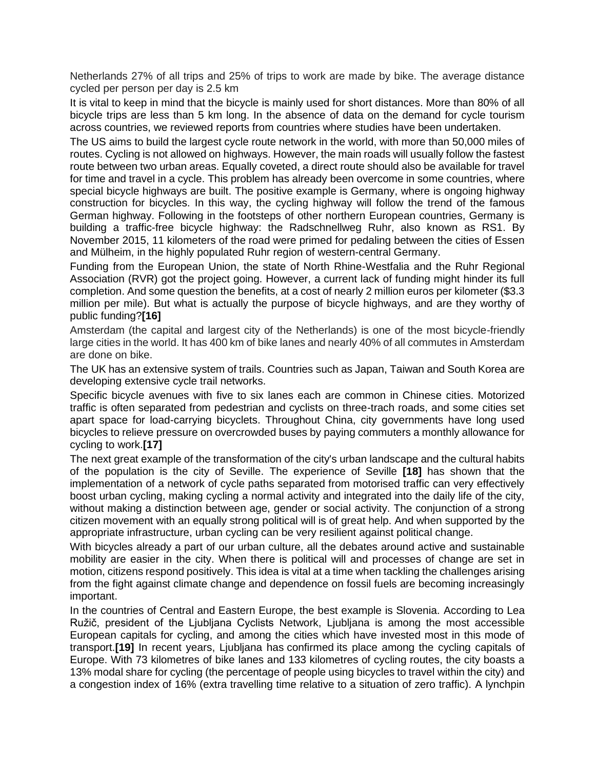Netherlands 27% of all trips and 25% of trips to work are made by bike. The average distance cycled per person per day is 2.5 km

It is vital to keep in mind that the bicycle is mainly used for short distances. More than 80% of all bicycle trips are less than 5 km long. In the absence of data on the demand for cycle tourism across countries, we reviewed reports from countries where studies have been undertaken.

The US aims to build the largest cycle route network in the world, with more than 50,000 miles of routes. Cycling is not allowed on highways. However, the main roads will usually follow the fastest route between two urban areas. Equally coveted, a direct route should also be available for travel for time and travel in a cycle. This problem has already been overcome in some countries, where special bicycle highways are built. The positive example is Germany, where is ongoing highway construction for bicycles. In this way, the cycling highway will follow the trend of the famous German highway. Following in the footsteps of other northern European countries, Germany is building a traffic-free bicycle highway: the Radschnellweg Ruhr, also known as RS1. By November 2015, 11 kilometers of the road were primed for pedaling between the cities of Essen and Mülheim, in the highly populated Ruhr region of western-central Germany.

Funding from the European Union, the state of North Rhine-Westfalia and the Ruhr Regional Association (RVR) got the project going. However, a current lack of funding might hinder its full completion. And some question the benefits, at a cost of nearly 2 million euros per kilometer ($3.3 million per mile). But what is actually the purpose of bicycle highways, and are they worthy of public funding?**[16]**

Amsterdam (the capital and largest city of the Netherlands) is one of the most bicycle-friendly large cities in the world. It has 400 km of bike lanes and nearly 40% of all commutes in Amsterdam are done on bike.

The UK has an extensive system of trails. Countries such as Japan, Taiwan and South Korea are developing extensive cycle trail networks.

Specific bicycle avenues with five to six lanes each are common in Chinese cities. Motorized traffic is often separated from pedestrian and cyclists on three-trach roads, and some cities set apart space for load-carrying bicyclets. Throughout China, city governments have long used bicycles to relieve pressure on overcrowded buses by paying commuters a monthly allowance for cycling to work.**[17]**

The next great example of the transformation of the city's urban landscape and the cultural habits of the population is the city of Seville. The experience of Seville **[18]** has shown that the implementation of a network of cycle paths separated from motorised traffic can very effectively boost urban cycling, making cycling a normal activity and integrated into the daily life of the city, without making a distinction between age, gender or social activity. The conjunction of a strong citizen movement with an equally strong political will is of great help. And when supported by the appropriate infrastructure, urban cycling can be very resilient against political change.

With bicycles already a part of our urban culture, all the debates around active and sustainable mobility are easier in the city. When there is political will and processes of change are set in motion, citizens respond positively. This idea is vital at a time when tackling the challenges arising from the fight against climate change and dependence on fossil fuels are becoming increasingly important.

In the countries of Central and Eastern Europe, the best example is Slovenia. According to Lea Ružič, president of the Ljubljana Cyclists Network, Ljubljana is among the most accessible European capitals for cycling, and among the cities which have invested most in this mode of transport.**[19]** In recent years, Ljubljana has confirmed its place among the cycling capitals of Europe. With 73 kilometres of bike lanes and 133 kilometres of cycling routes, the city boasts a 13% modal share for cycling (the percentage of people using bicycles to travel within the city) and a congestion index of 16% (extra travelling time relative to a situation of zero traffic). A lynchpin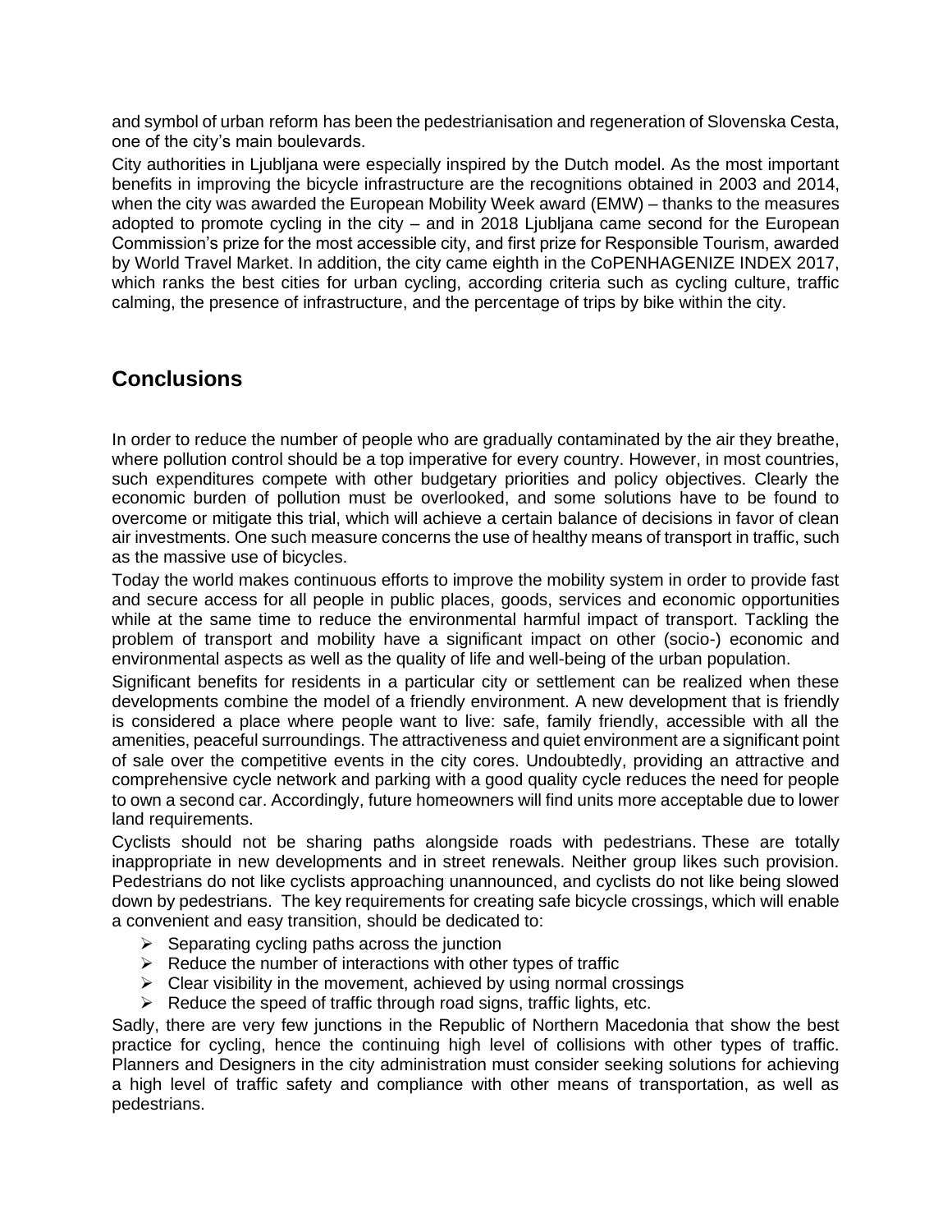and symbol of urban reform has been the pedestrianisation and regeneration of Slovenska Cesta, one of the city's main boulevards.

City authorities in Ljubljana were especially inspired by the Dutch model. As the most important benefits in improving the bicycle infrastructure are the recognitions obtained in 2003 and 2014, when the city was awarded the European Mobility Week award (EMW) – thanks to the measures adopted to promote cycling in the city – and in 2018 Ljubljana came second for the European Commission's prize for the most accessible city, and first prize for Responsible Tourism, awarded by World Travel Market. In addition, the city came eighth in the CoPENHAGENIZE INDEX 2017, which ranks the best cities for urban cycling, according criteria such as cycling culture, traffic calming, the presence of infrastructure, and the percentage of trips by bike within the city.

## Conclusions

In order to reduce the number of people who are gradually contaminated by the air they breathe, where pollution control should be a top imperative for every country. However, in most countries, such expenditures compete with other budgetary priorities and policy objectives. Clearly the economic burden of pollution must be overlooked, and some solutions have to be found to overcome or mitigate this trial, which will achieve a certain balance of decisions in favor of clean air investments. One such measure concerns the use of healthy means of transport in traffic, such as the massive use of bicycles.

Today the world makes continuous efforts to improve the mobility system in order to provide fast and secure access for all people in public places, goods, services and economic opportunities while at the same time to reduce the environmental harmful impact of transport. Tackling the problem of transport and mobility have a significant impact on other (socio-) economic and environmental aspects as well as the quality of life and well-being of the urban population.

Significant benefits for residents in a particular city or settlement can be realized when these developments combine the model of a friendly environment. A new development that is friendly is considered a place where people want to live: safe, family friendly, accessible with all the amenities, peaceful surroundings. The attractiveness and quiet environment are a significant point of sale over the competitive events in the city cores. Undoubtedly, providing an attractive and comprehensive cycle network and parking with a good quality cycle reduces the need for people to own a second car. Accordingly, future homeowners will find units more acceptable due to lower land requirements.

Cyclists should not be sharing paths alongside roads with pedestrians. These are totally inappropriate in new developments and in street renewals. Neither group likes such provision. Pedestrians do not like cyclists approaching unannounced, and cyclists do not like being slowed down by pedestrians. The key requirements for creating safe bicycle crossings, which will enable a convenient and easy transition, should be dedicated to:

- Separating cycling paths across the junction
- Reduce the number of interactions with other types of traffic
- Clear visibility in the movement, achieved by using normal crossings
- Reduce the speed of traffic through road signs, traffic lights, etc.

Sadly, there are very few junctions in the Republic of Northern Macedonia that show the best practice for cycling, hence the continuing high level of collisions with other types of traffic. Planners and Designers in the city administration must consider seeking solutions for achieving a high level of traffic safety and compliance with other means of transportation, as well as pedestrians.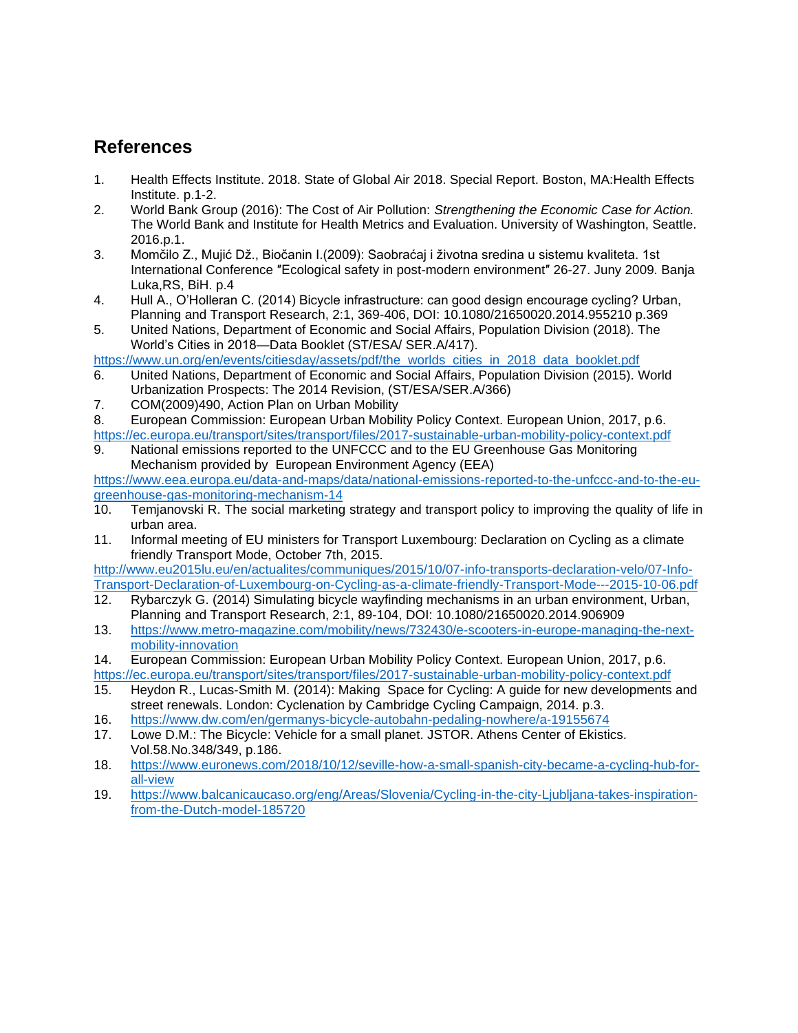## References

1. Health Effects Institute. 2018. State of Global Air 2018. Special Report. Boston, MA:Health Effects Institute. p.1-2.
2. World Bank Group (2016): The Cost of Air Pollution: *Strengthening the Economic Case for Action.* The World Bank and Institute for Health Metrics and Evaluation. University of Washington, Seattle. 2016.p.1.
3. Momčilo Z., Mujić Dž., Biočanin I.(2009): Saobraćaj i životna sredina u sistemu kvaliteta. 1st International Conference ″Ecological safety in post-modern environment″ 26-27. Juny 2009. Banja Luka,RS, BiH. p.4
4. Hull A., O'Holleran C. (2014) Bicycle infrastructure: can good design encourage cycling? Urban, Planning and Transport Research, 2:1, 369-406, DOI: 10.1080/21650020.2014.955210 p.369
5. United Nations, Department of Economic and Social Affairs, Population Division (2018). The World's Cities in 2018—Data Booklet (ST/ESA/ SER.A/417). https://www.un.org/en/events/citiesday/assets/pdf/the_worlds_cities_in_2018_data_booklet.pdf
6. United Nations, Department of Economic and Social Affairs, Population Division (2015). World Urbanization Prospects: The 2014 Revision, (ST/ESA/SER.A/366)
7. COM(2009)490, Action Plan on Urban Mobility
8. European Commission: European Urban Mobility Policy Context. European Union, 2017, p.6. https://ec.europa.eu/transport/sites/transport/files/2017-sustainable-urban-mobility-policy-context.pdf
9. National emissions reported to the UNFCCC and to the EU Greenhouse Gas Monitoring Mechanism provided by European Environment Agency (EEA) https://www.eea.europa.eu/data-and-maps/data/national-emissions-reported-to-the-unfccc-and-to-the-eu-greenhouse-gas-monitoring-mechanism-14
10. Temjanovski R. The social marketing strategy and transport policy to improving the quality of life in urban area.
11. Informal meeting of EU ministers for Transport Luxembourg: Declaration on Cycling as a climate friendly Transport Mode, October 7th, 2015. http://www.eu2015lu.eu/en/actualites/communiques/2015/10/07-info-transports-declaration-velo/07-Info-Transport-Declaration-of-Luxembourg-on-Cycling-as-a-climate-friendly-Transport-Mode---2015-10-06.pdf
12. Rybarczyk G. (2014) Simulating bicycle wayfinding mechanisms in an urban environment, Urban, Planning and Transport Research, 2:1, 89-104, DOI: 10.1080/21650020.2014.906909
13. https://www.metro-magazine.com/mobility/news/732430/e-scooters-in-europe-managing-the-next-mobility-innovation
14. European Commission: European Urban Mobility Policy Context. European Union, 2017, p.6. https://ec.europa.eu/transport/sites/transport/files/2017-sustainable-urban-mobility-policy-context.pdf
15. Heydon R., Lucas-Smith M. (2014): Making Space for Cycling: A guide for new developments and street renewals. London: Cyclenation by Cambridge Cycling Campaign, 2014. p.3.
16. https://www.dw.com/en/germanys-bicycle-autobahn-pedaling-nowhere/a-19155674
17. Lowe D.M.: The Bicycle: Vehicle for a small planet. JSTOR. Athens Center of Ekistics. Vol.58.No.348/349, p.186.
18. https://www.euronews.com/2018/10/12/seville-how-a-small-spanish-city-became-a-cycling-hub-for-all-view
19. https://www.balcanicaucaso.org/eng/Areas/Slovenia/Cycling-in-the-city-Ljubljana-takes-inspiration-from-the-Dutch-model-185720